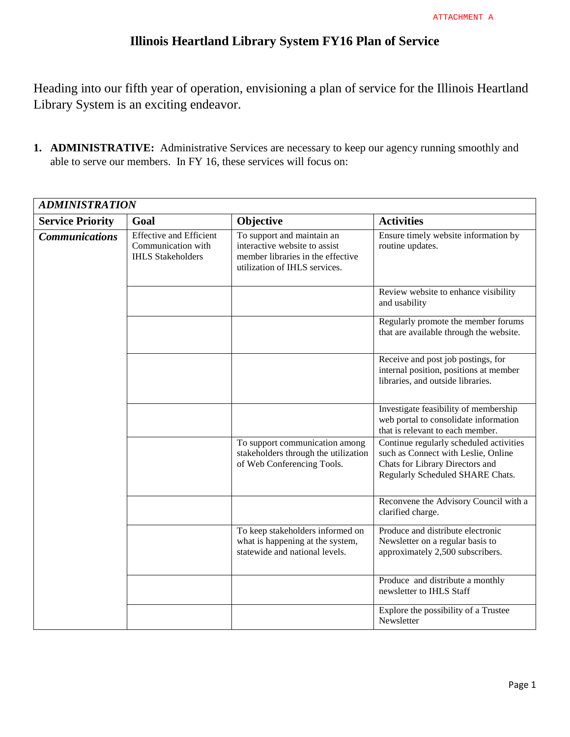ATTACHMENT A

# Illinois Heartland Library System FY16 Plan of Service

Heading into our fifth year of operation, envisioning a plan of service for the Illinois Heartland Library System is an exciting endeavor.

1. **ADMINISTRATIVE:** Administrative Services are necessary to keep our agency running smoothly and able to serve our members. In FY 16, these services will focus on:

| ***ADMINISTRATION*** | | | |
|---|---|---|---|
| **Service Priority** | **Goal** | **Objective** | **Activities** |
| ***Communications*** | Effective and Efficient Communication with IHLS Stakeholders | To support and maintain an interactive website to assist member libraries in the effective utilization of IHLS services. | Ensure timely website information by routine updates. |
| | | | Review website to enhance visibility and usability |
| | | | Regularly promote the member forums that are available through the website. |
| | | | Receive and post job postings, for internal position, positions at member libraries, and outside libraries. |
| | | | Investigate feasibility of membership web portal to consolidate information that is relevant to each member. |
| | | To support communication among stakeholders through the utilization of Web Conferencing Tools. | Continue regularly scheduled activities such as Connect with Leslie, Online Chats for Library Directors and Regularly Scheduled SHARE Chats. |
| | | | Reconvene the Advisory Council with a clarified charge. |
| | | To keep stakeholders informed on what is happening at the system, statewide and national levels. | Produce and distribute electronic Newsletter on a regular basis to approximately 2,500 subscribers. |
| | | | Produce and distribute a monthly newsletter to IHLS Staff |
| | | | Explore the possibility of a Trustee Newsletter |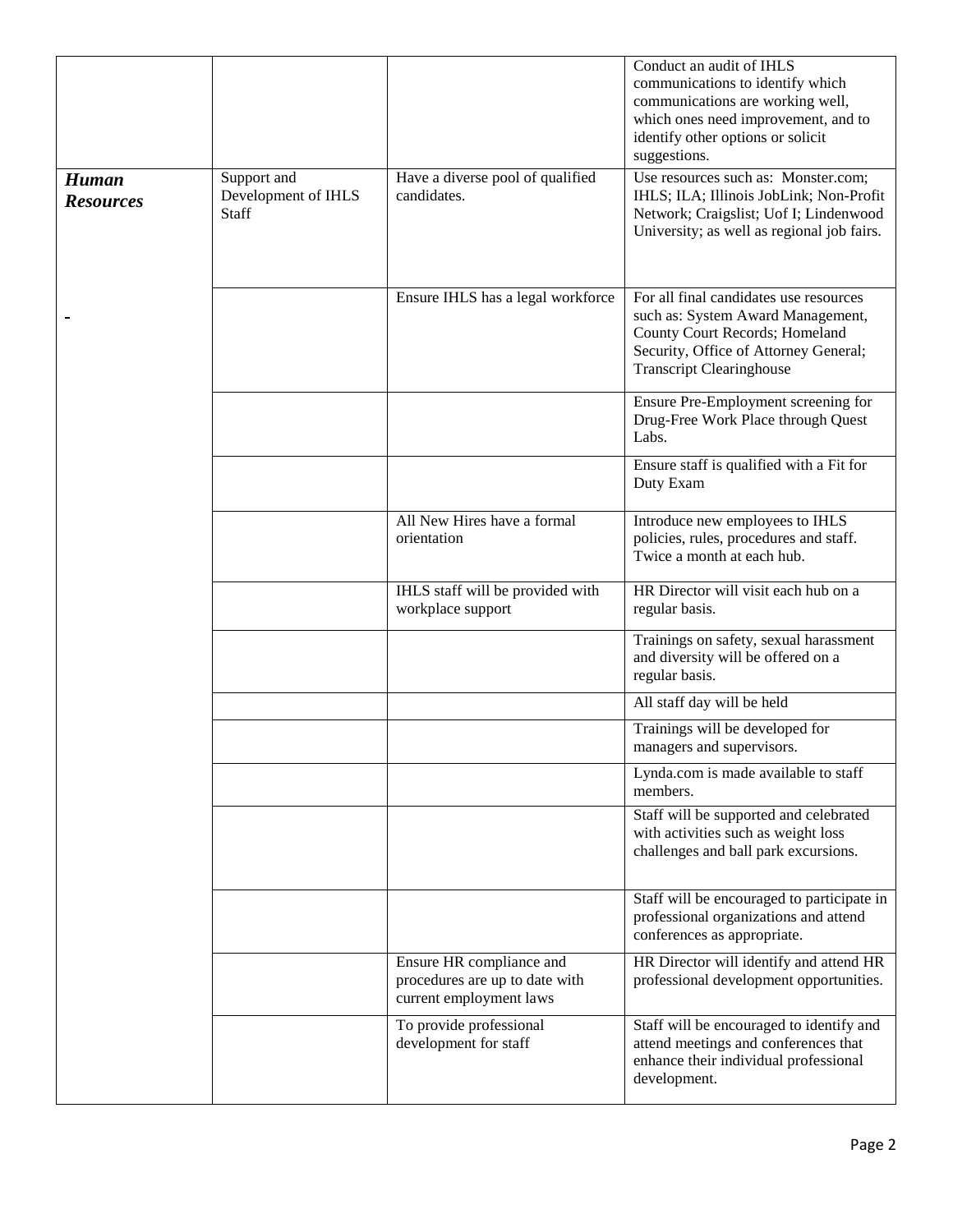| | | | |
|---|---|---|---|
| | | | Conduct an audit of IHLS communications to identify which communications are working well, which ones need improvement, and to identify other options or solicit suggestions. |
| ***Human Resources*** | Support and Development of IHLS Staff | Have a diverse pool of qualified candidates. | Use resources such as: Monster.com; IHLS; ILA; Illinois JobLink; Non-Profit Network; Craigslist; Uof I; Lindenwood University; as well as regional job fairs. |
| - | | Ensure IHLS has a legal workforce | For all final candidates use resources such as: System Award Management, County Court Records; Homeland Security, Office of Attorney General; Transcript Clearinghouse |
| | | | Ensure Pre-Employment screening for Drug-Free Work Place through Quest Labs. |
| | | | Ensure staff is qualified with a Fit for Duty Exam |
| | | All New Hires have a formal orientation | Introduce new employees to IHLS policies, rules, procedures and staff. Twice a month at each hub. |
| | | IHLS staff will be provided with workplace support | HR Director will visit each hub on a regular basis. |
| | | | Trainings on safety, sexual harassment and diversity will be offered on a regular basis. |
| | | | All staff day will be held |
| | | | Trainings will be developed for managers and supervisors. |
| | | | Lynda.com is made available to staff members. |
| | | | Staff will be supported and celebrated with activities such as weight loss challenges and ball park excursions. |
| | | | Staff will be encouraged to participate in professional organizations and attend conferences as appropriate. |
| | | Ensure HR compliance and procedures are up to date with current employment laws | HR Director will identify and attend HR professional development opportunities. |
| | | To provide professional development for staff | Staff will be encouraged to identify and attend meetings and conferences that enhance their individual professional development. |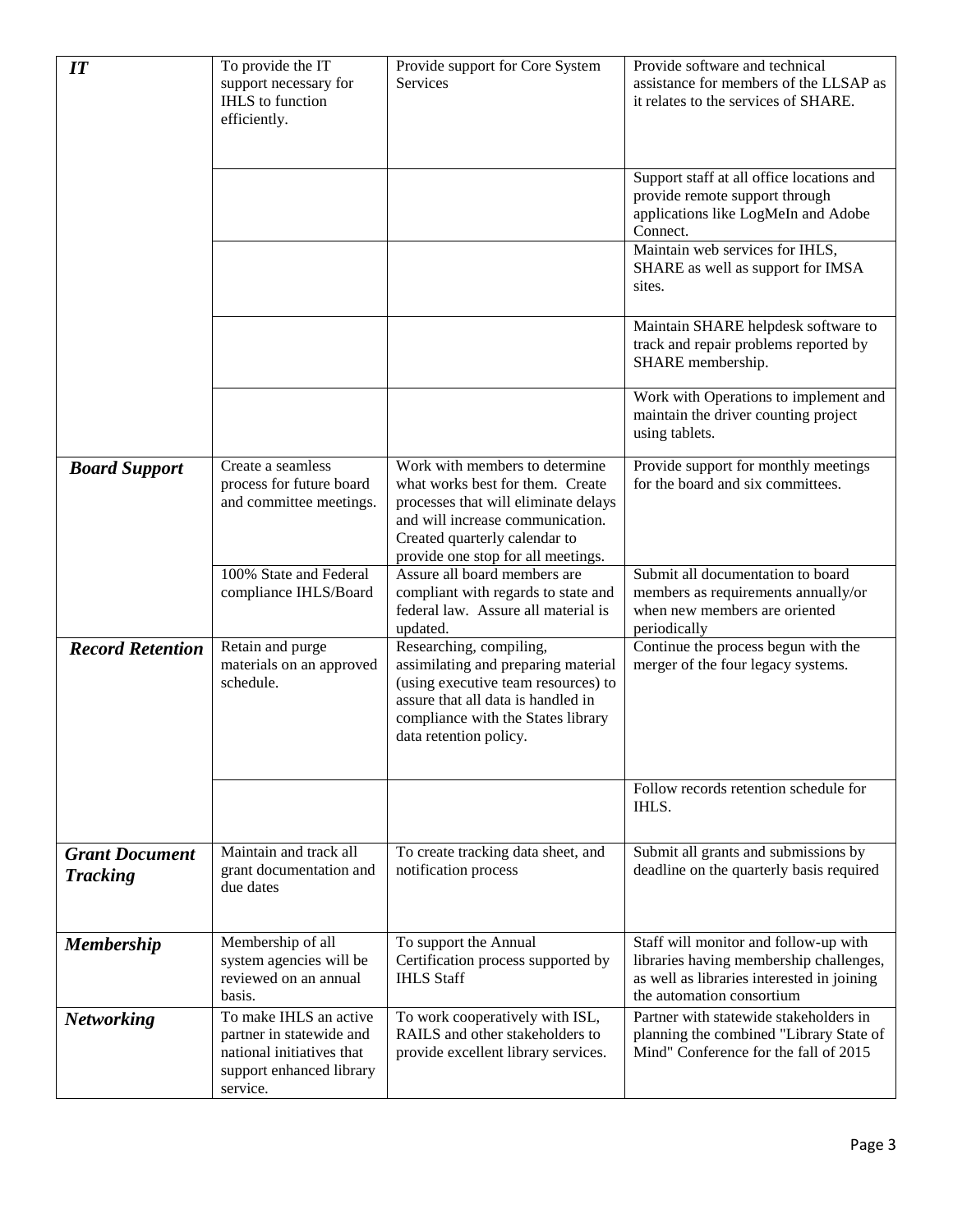| | | | |
|---|---|---|---|
| ***IT*** | To provide the IT support necessary for IHLS to function efficiently. | Provide support for Core System Services | Provide software and technical assistance for members of the LLSAP as it relates to the services of SHARE. |
| | | | Support staff at all office locations and provide remote support through applications like LogMeIn and Adobe Connect. |
| | | | Maintain web services for IHLS, SHARE as well as support for IMSA sites. |
| | | | Maintain SHARE helpdesk software to track and repair problems reported by SHARE membership. |
| | | | Work with Operations to implement and maintain the driver counting project using tablets. |
| ***Board Support*** | Create a seamless process for future board and committee meetings. | Work with members to determine what works best for them. Create processes that will eliminate delays and will increase communication. Created quarterly calendar to provide one stop for all meetings. | Provide support for monthly meetings for the board and six committees. |
| | 100% State and Federal compliance IHLS/Board | Assure all board members are compliant with regards to state and federal law. Assure all material is updated. | Submit all documentation to board members as requirements annually/or when new members are oriented periodically |
| ***Record Retention*** | Retain and purge materials on an approved schedule. | Researching, compiling, assimilating and preparing material (using executive team resources) to assure that all data is handled in compliance with the States library data retention policy. | Continue the process begun with the merger of the four legacy systems. |
| | | | Follow records retention schedule for IHLS. |
| ***Grant Document Tracking*** | Maintain and track all grant documentation and due dates | To create tracking data sheet, and notification process | Submit all grants and submissions by deadline on the quarterly basis required |
| ***Membership*** | Membership of all system agencies will be reviewed on an annual basis. | To support the Annual Certification process supported by IHLS Staff | Staff will monitor and follow-up with libraries having membership challenges, as well as libraries interested in joining the automation consortium |
| ***Networking*** | To make IHLS an active partner in statewide and national initiatives that support enhanced library service. | To work cooperatively with ISL, RAILS and other stakeholders to provide excellent library services. | Partner with statewide stakeholders in planning the combined "Library State of Mind" Conference for the fall of 2015 |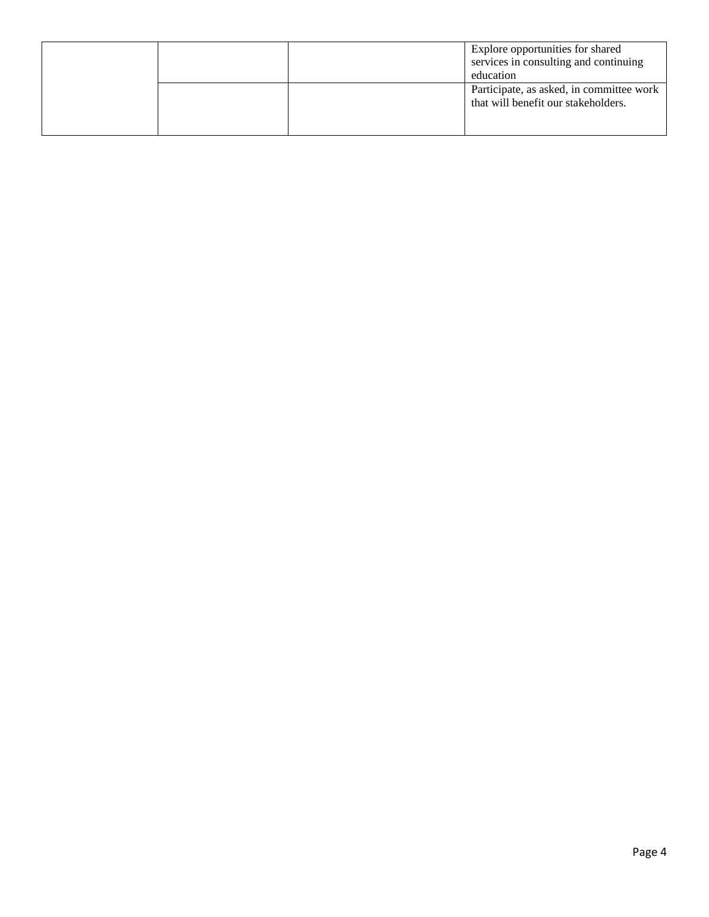| | | | |
|---|---|---|---|
| | | | Explore opportunities for shared services in consulting and continuing education |
| | | | Participate, as asked, in committee work that will benefit our stakeholders. |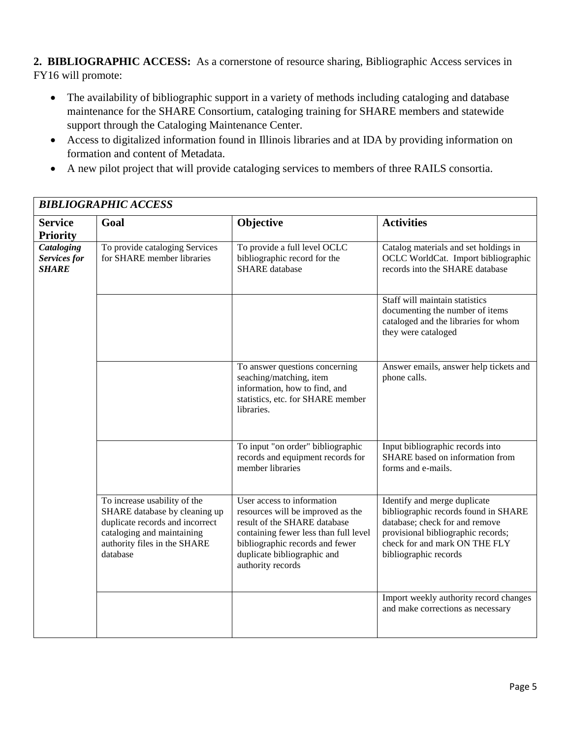**2. BIBLIOGRAPHIC ACCESS:** As a cornerstone of resource sharing, Bibliographic Access services in FY16 will promote:

- The availability of bibliographic support in a variety of methods including cataloging and database maintenance for the SHARE Consortium, cataloging training for SHARE members and statewide support through the Cataloging Maintenance Center.
- Access to digitalized information found in Illinois libraries and at IDA by providing information on formation and content of Metadata.
- A new pilot project that will provide cataloging services to members of three RAILS consortia.

| ***BIBLIOGRAPHIC ACCESS*** | | | |
|---|---|---|---|
| **Service Priority** | **Goal** | **Objective** | **Activities** |
| ***Cataloging Services for SHARE*** | To provide cataloging Services for SHARE member libraries | To provide a full level OCLC bibliographic record for the SHARE database | Catalog materials and set holdings in OCLC WorldCat. Import bibliographic records into the SHARE database |
| | | | Staff will maintain statistics documenting the number of items cataloged and the libraries for whom they were cataloged |
| | | To answer questions concerning seaching/matching, item information, how to find, and statistics, etc. for SHARE member libraries. | Answer emails, answer help tickets and phone calls. |
| | | To input "on order" bibliographic records and equipment records for member libraries | Input bibliographic records into SHARE based on information from forms and e-mails. |
| | To increase usability of the SHARE database by cleaning up duplicate records and incorrect cataloging and maintaining authority files in the SHARE database | User access to information resources will be improved as the result of the SHARE database containing fewer less than full level bibliographic records and fewer duplicate bibliographic and authority records | Identify and merge duplicate bibliographic records found in SHARE database; check for and remove provisional bibliographic records; check for and mark ON THE FLY bibliographic records |
| | | | Import weekly authority record changes and make corrections as necessary |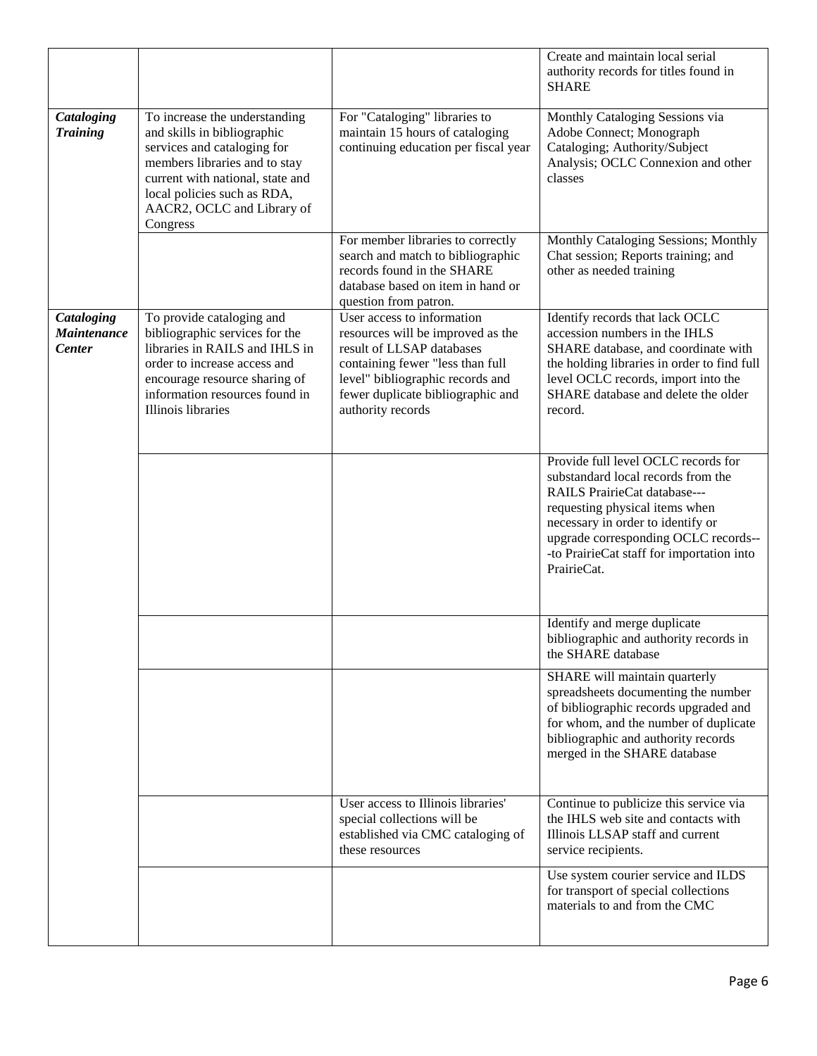| | | | |
|---|---|---|---|
| | | | Create and maintain local serial authority records for titles found in SHARE |
| ***Cataloging Training*** | To increase the understanding and skills in bibliographic services and cataloging for members libraries and to stay current with national, state and local policies such as RDA, AACR2, OCLC and Library of Congress | For "Cataloging" libraries to maintain 15 hours of cataloging continuing education per fiscal year | Monthly Cataloging Sessions via Adobe Connect; Monograph Cataloging; Authority/Subject Analysis; OCLC Connexion and other classes |
| | | For member libraries to correctly search and match to bibliographic records found in the SHARE database based on item in hand or question from patron. | Monthly Cataloging Sessions; Monthly Chat session; Reports training; and other as needed training |
| ***Cataloging Maintenance Center*** | To provide cataloging and bibliographic services for the libraries in RAILS and IHLS in order to increase access and encourage resource sharing of information resources found in Illinois libraries | User access to information resources will be improved as the result of LLSAP databases containing fewer "less than full level" bibliographic records and fewer duplicate bibliographic and authority records | Identify records that lack OCLC accession numbers in the IHLS SHARE database, and coordinate with the holding libraries in order to find full level OCLC records, import into the SHARE database and delete the older record. |
| | | | Provide full level OCLC records for substandard local records from the RAILS PrairieCat database---requesting physical items when necessary in order to identify or upgrade corresponding OCLC records---to PrairieCat staff for importation into PrairieCat. |
| | | | Identify and merge duplicate bibliographic and authority records in the SHARE database |
| | | | SHARE will maintain quarterly spreadsheets documenting the number of bibliographic records upgraded and for whom, and the number of duplicate bibliographic and authority records merged in the SHARE database |
| | | User access to Illinois libraries' special collections will be established via CMC cataloging of these resources | Continue to publicize this service via the IHLS web site and contacts with Illinois LLSAP staff and current service recipients. |
| | | | Use system courier service and ILDS for transport of special collections materials to and from the CMC |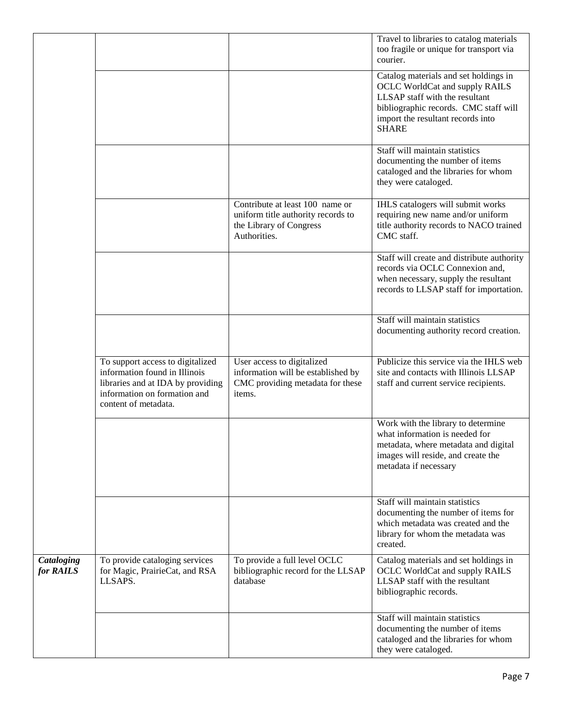| | | | |
|---|---|---|---|
| | | | Travel to libraries to catalog materials too fragile or unique for transport via courier. |
| | | | Catalog materials and set holdings in OCLC WorldCat and supply RAILS LLSAP staff with the resultant bibliographic records. CMC staff will import the resultant records into SHARE |
| | | | Staff will maintain statistics documenting the number of items cataloged and the libraries for whom they were cataloged. |
| | | Contribute at least 100 name or uniform title authority records to the Library of Congress Authorities. | IHLS catalogers will submit works requiring new name and/or uniform title authority records to NACO trained CMC staff. |
| | | | Staff will create and distribute authority records via OCLC Connexion and, when necessary, supply the resultant records to LLSAP staff for importation. |
| | | | Staff will maintain statistics documenting authority record creation. |
| | To support access to digitalized information found in Illinois libraries and at IDA by providing information on formation and content of metadata. | User access to digitalized information will be established by CMC providing metadata for these items. | Publicize this service via the IHLS web site and contacts with Illinois LLSAP staff and current service recipients. |
| | | | Work with the library to determine what information is needed for metadata, where metadata and digital images will reside, and create the metadata if necessary |
| | | | Staff will maintain statistics documenting the number of items for which metadata was created and the library for whom the metadata was created. |
| ***Cataloging for RAILS*** | To provide cataloging services for Magic, PrairieCat, and RSA LLSAPS. | To provide a full level OCLC bibliographic record for the LLSAP database | Catalog materials and set holdings in OCLC WorldCat and supply RAILS LLSAP staff with the resultant bibliographic records. |
| | | | Staff will maintain statistics documenting the number of items cataloged and the libraries for whom they were cataloged. |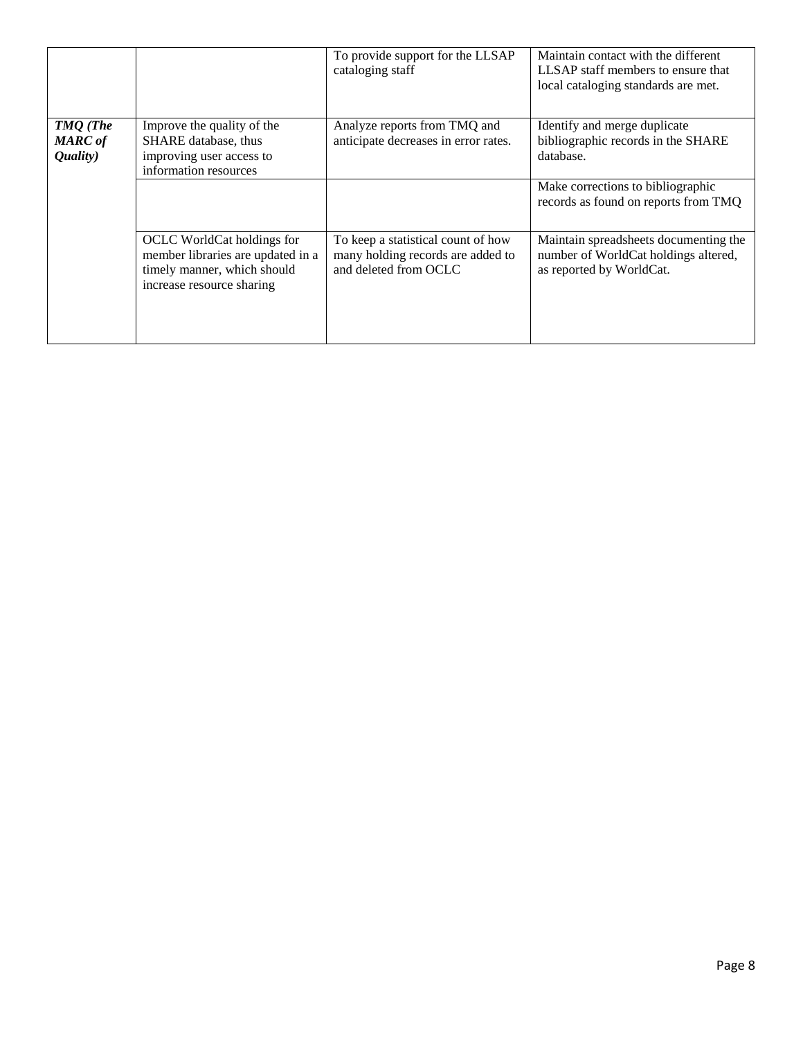| | | | |
|---|---|---|---|
| | | To provide support for the LLSAP cataloging staff | Maintain contact with the different LLSAP staff members to ensure that local cataloging standards are met. |
| ***TMQ (The MARC of Quality)*** | Improve the quality of the SHARE database, thus improving user access to information resources | Analyze reports from TMQ and anticipate decreases in error rates. | Identify and merge duplicate bibliographic records in the SHARE database. |
| | | | Make corrections to bibliographic records as found on reports from TMQ |
| | OCLC WorldCat holdings for member libraries are updated in a timely manner, which should increase resource sharing | To keep a statistical count of how many holding records are added to and deleted from OCLC | Maintain spreadsheets documenting the number of WorldCat holdings altered, as reported by WorldCat. |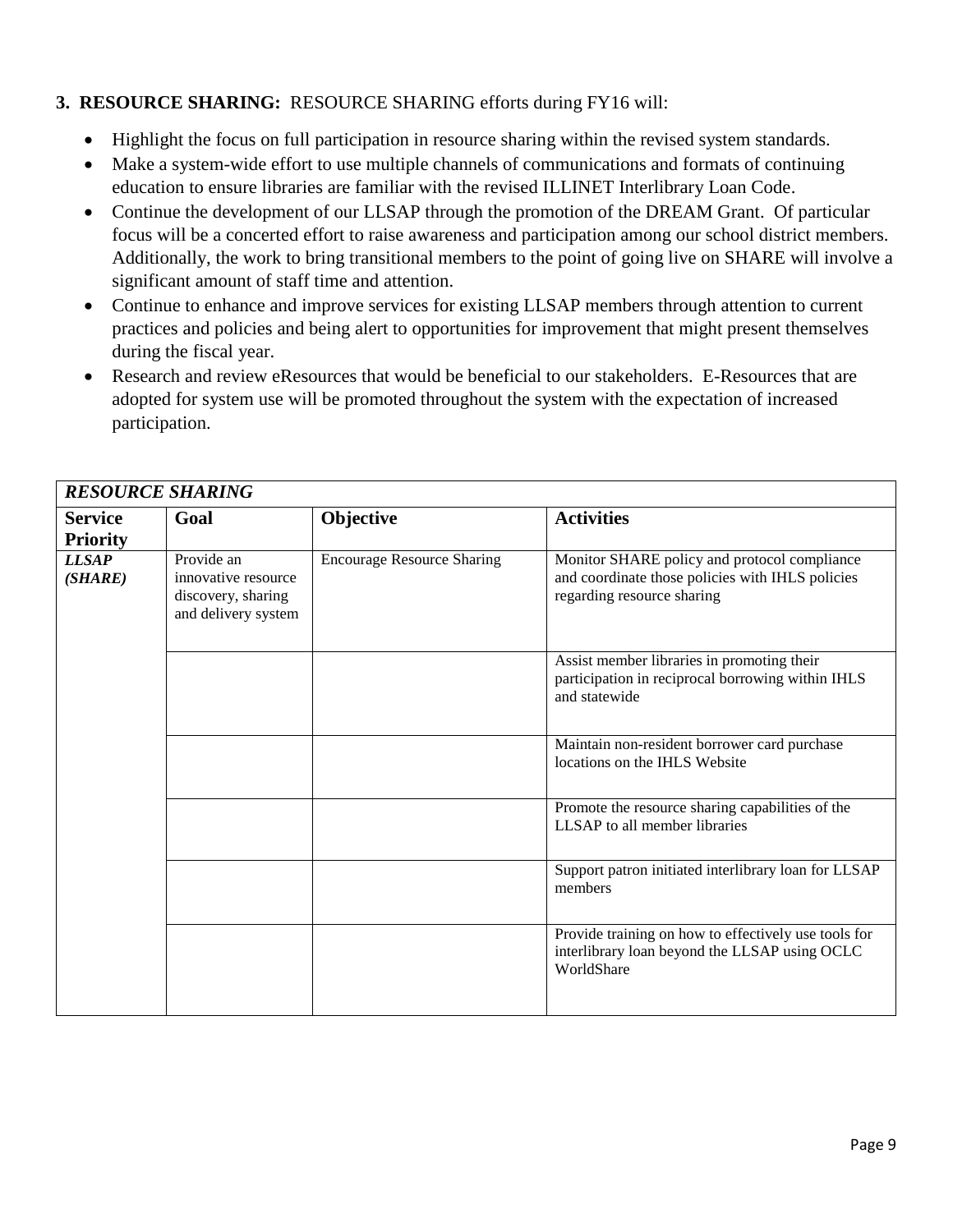**3. RESOURCE SHARING:** RESOURCE SHARING efforts during FY16 will:

- Highlight the focus on full participation in resource sharing within the revised system standards.
- Make a system-wide effort to use multiple channels of communications and formats of continuing education to ensure libraries are familiar with the revised ILLINET Interlibrary Loan Code.
- Continue the development of our LLSAP through the promotion of the DREAM Grant. Of particular focus will be a concerted effort to raise awareness and participation among our school district members. Additionally, the work to bring transitional members to the point of going live on SHARE will involve a significant amount of staff time and attention.
- Continue to enhance and improve services for existing LLSAP members through attention to current practices and policies and being alert to opportunities for improvement that might present themselves during the fiscal year.
- Research and review eResources that would be beneficial to our stakeholders. E-Resources that are adopted for system use will be promoted throughout the system with the expectation of increased participation.

| ***RESOURCE SHARING*** | | | |
|---|---|---|---|
| **Service Priority** | **Goal** | **Objective** | **Activities** |
| ***LLSAP (SHARE)*** | Provide an innovative resource discovery, sharing and delivery system | Encourage Resource Sharing | Monitor SHARE policy and protocol compliance and coordinate those policies with IHLS policies regarding resource sharing |
| | | | Assist member libraries in promoting their participation in reciprocal borrowing within IHLS and statewide |
| | | | Maintain non-resident borrower card purchase locations on the IHLS Website |
| | | | Promote the resource sharing capabilities of the LLSAP to all member libraries |
| | | | Support patron initiated interlibrary loan for LLSAP members |
| | | | Provide training on how to effectively use tools for interlibrary loan beyond the LLSAP using OCLC WorldShare |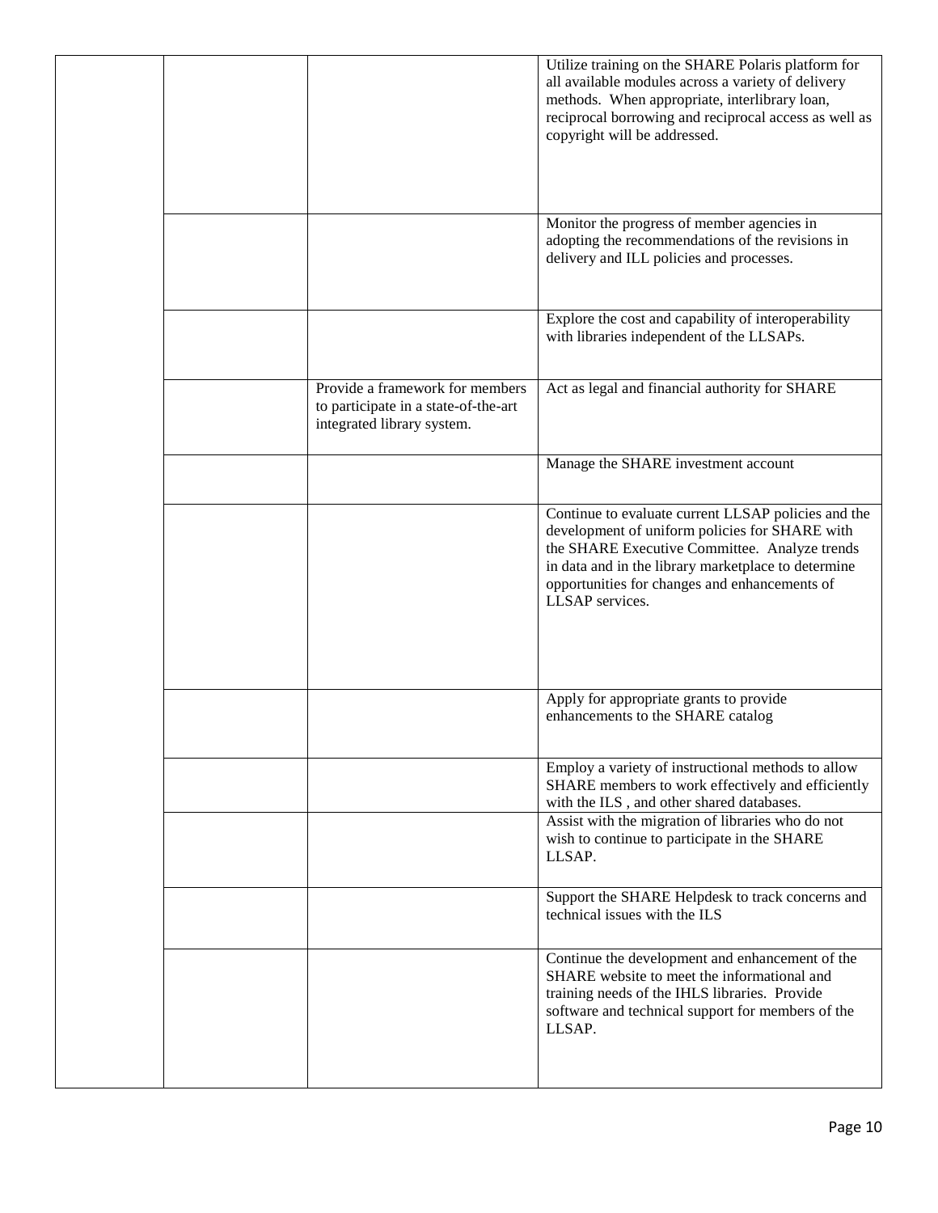| | | | |
|---|---|---|---|
| | | | Utilize training on the SHARE Polaris platform for all available modules across a variety of delivery methods. When appropriate, interlibrary loan, reciprocal borrowing and reciprocal access as well as copyright will be addressed. |
| | | | Monitor the progress of member agencies in adopting the recommendations of the revisions in delivery and ILL policies and processes. |
| | | | Explore the cost and capability of interoperability with libraries independent of the LLSAPs. |
| | | Provide a framework for members to participate in a state-of-the-art integrated library system. | Act as legal and financial authority for SHARE |
| | | | Manage the SHARE investment account |
| | | | Continue to evaluate current LLSAP policies and the development of uniform policies for SHARE with the SHARE Executive Committee. Analyze trends in data and in the library marketplace to determine opportunities for changes and enhancements of LLSAP services. |
| | | | Apply for appropriate grants to provide enhancements to the SHARE catalog |
| | | | Employ a variety of instructional methods to allow SHARE members to work effectively and efficiently with the ILS , and other shared databases. |
| | | | Assist with the migration of libraries who do not wish to continue to participate in the SHARE LLSAP. |
| | | | Support the SHARE Helpdesk to track concerns and technical issues with the ILS |
| | | | Continue the development and enhancement of the SHARE website to meet the informational and training needs of the IHLS libraries. Provide software and technical support for members of the LLSAP. |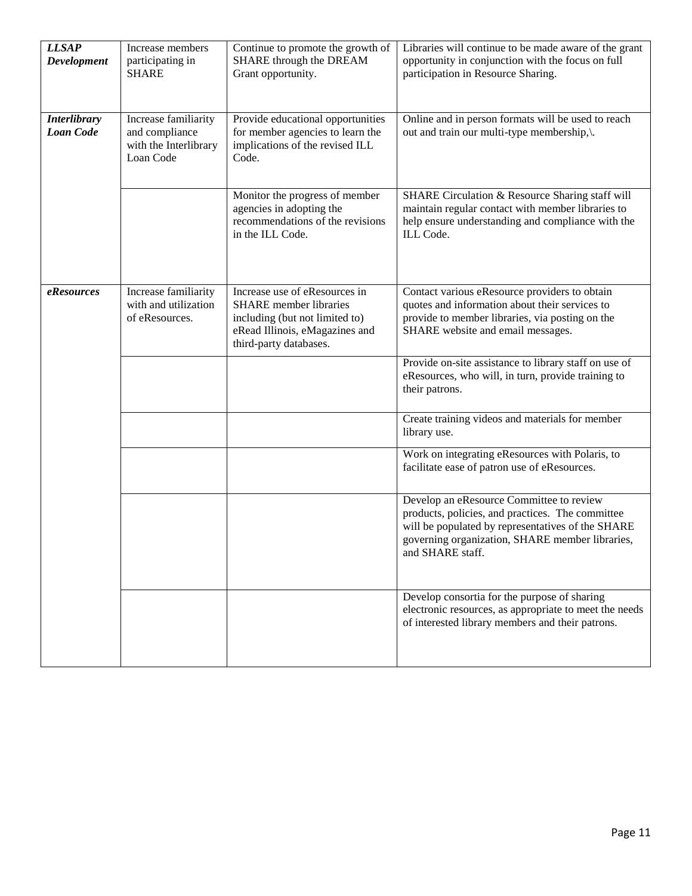| | | | |
|---|---|---|---|
| ***LLSAP Development*** | Increase members participating in SHARE | Continue to promote the growth of SHARE through the DREAM Grant opportunity. | Libraries will continue to be made aware of the grant opportunity in conjunction with the focus on full participation in Resource Sharing. |
| ***Interlibrary Loan Code*** | Increase familiarity and compliance with the Interlibrary Loan Code | Provide educational opportunities for member agencies to learn the implications of the revised ILL Code. | Online and in person formats will be used to reach out and train our multi-type membership,\. |
| | | Monitor the progress of member agencies in adopting the recommendations of the revisions in the ILL Code. | SHARE Circulation & Resource Sharing staff will maintain regular contact with member libraries to help ensure understanding and compliance with the ILL Code. |
| ***eResources*** | Increase familiarity with and utilization of eResources. | Increase use of eResources in SHARE member libraries including (but not limited to) eRead Illinois, eMagazines and third-party databases. | Contact various eResource providers to obtain quotes and information about their services to provide to member libraries, via posting on the SHARE website and email messages. |
| | | | Provide on-site assistance to library staff on use of eResources, who will, in turn, provide training to their patrons. |
| | | | Create training videos and materials for member library use. |
| | | | Work on integrating eResources with Polaris, to facilitate ease of patron use of eResources. |
| | | | Develop an eResource Committee to review products, policies, and practices. The committee will be populated by representatives of the SHARE governing organization, SHARE member libraries, and SHARE staff. |
| | | | Develop consortia for the purpose of sharing electronic resources, as appropriate to meet the needs of interested library members and their patrons. |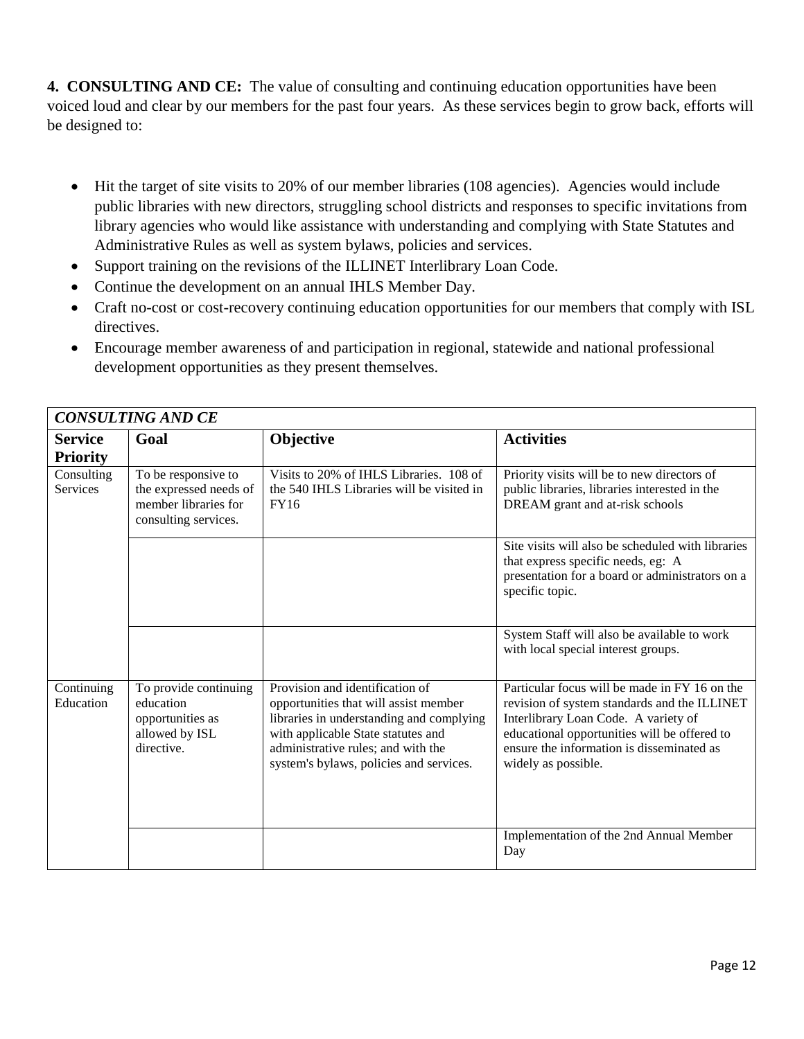**4. CONSULTING AND CE:** The value of consulting and continuing education opportunities have been voiced loud and clear by our members for the past four years. As these services begin to grow back, efforts will be designed to:

- Hit the target of site visits to 20% of our member libraries (108 agencies). Agencies would include public libraries with new directors, struggling school districts and responses to specific invitations from library agencies who would like assistance with understanding and complying with State Statutes and Administrative Rules as well as system bylaws, policies and services.
- Support training on the revisions of the ILLINET Interlibrary Loan Code.
- Continue the development on an annual IHLS Member Day.
- Craft no-cost or cost-recovery continuing education opportunities for our members that comply with ISL directives.
- Encourage member awareness of and participation in regional, statewide and national professional development opportunities as they present themselves.

| *CONSULTING AND CE* | | | |
|---|---|---|---|
| **Service Priority** | **Goal** | **Objective** | **Activities** |
| Consulting Services | To be responsive to the expressed needs of member libraries for consulting services. | Visits to 20% of IHLS Libraries. 108 of the 540 IHLS Libraries will be visited in FY16 | Priority visits will be to new directors of public libraries, libraries interested in the DREAM grant and at-risk schools |
| | | | Site visits will also be scheduled with libraries that express specific needs, eg: A presentation for a board or administrators on a specific topic. |
| | | | System Staff will also be available to work with local special interest groups. |
| Continuing Education | To provide continuing education opportunities as allowed by ISL directive. | Provision and identification of opportunities that will assist member libraries in understanding and complying with applicable State statutes and administrative rules; and with the system's bylaws, policies and services. | Particular focus will be made in FY 16 on the revision of system standards and the ILLINET Interlibrary Loan Code. A variety of educational opportunities will be offered to ensure the information is disseminated as widely as possible. |
| | | | Implementation of the 2nd Annual Member Day |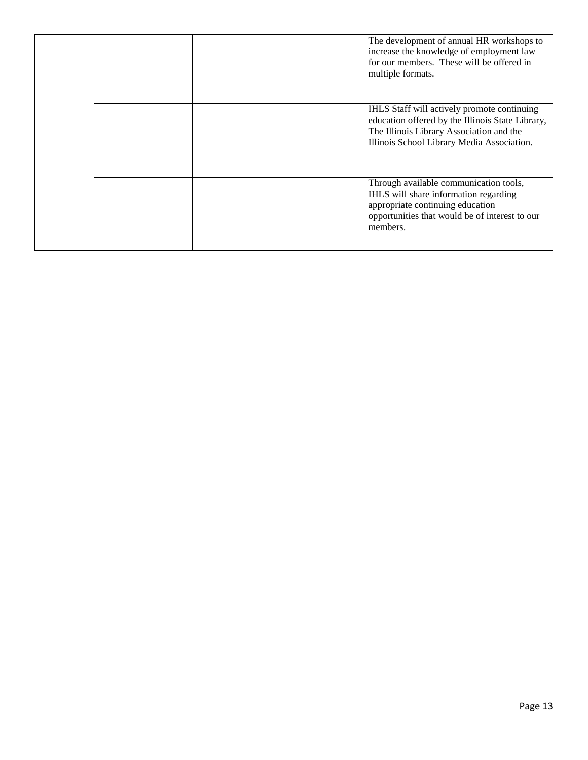| | | | |
|---|---|---|---|
| | | | The development of annual HR workshops to increase the knowledge of employment law for our members. These will be offered in multiple formats. |
| | | | IHLS Staff will actively promote continuing education offered by the Illinois State Library, The Illinois Library Association and the Illinois School Library Media Association. |
| | | | Through available communication tools, IHLS will share information regarding appropriate continuing education opportunities that would be of interest to our members. |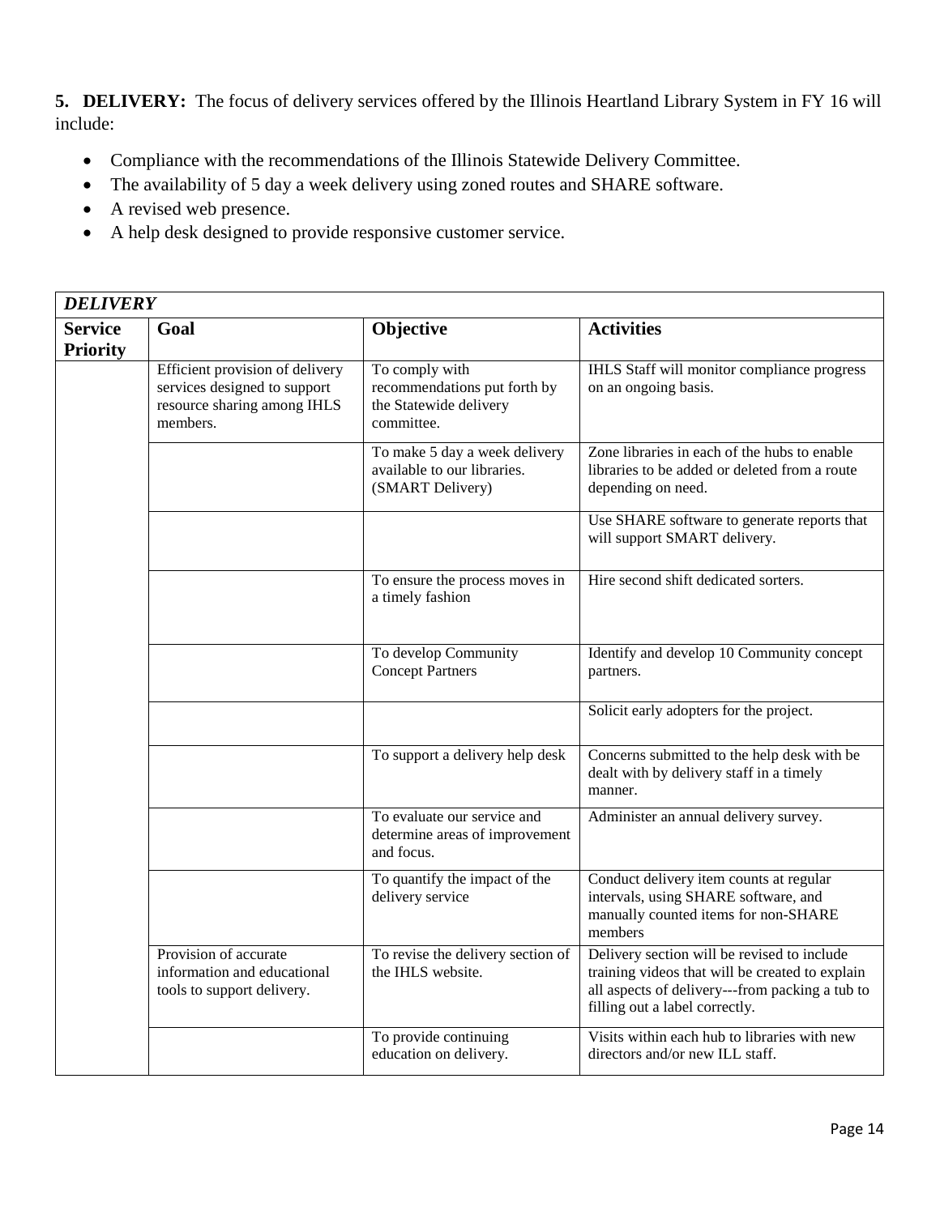**5. DELIVERY:** The focus of delivery services offered by the Illinois Heartland Library System in FY 16 will include:

- Compliance with the recommendations of the Illinois Statewide Delivery Committee.
- The availability of 5 day a week delivery using zoned routes and SHARE software.
- A revised web presence.
- A help desk designed to provide responsive customer service.

| ***DELIVERY*** | | | |
|---|---|---|---|
| **Service Priority** | **Goal** | **Objective** | **Activities** |
| | Efficient provision of delivery services designed to support resource sharing among IHLS members. | To comply with recommendations put forth by the Statewide delivery committee. | IHLS Staff will monitor compliance progress on an ongoing basis. |
| | | To make 5 day a week delivery available to our libraries. (SMART Delivery) | Zone libraries in each of the hubs to enable libraries to be added or deleted from a route depending on need. |
| | | | Use SHARE software to generate reports that will support SMART delivery. |
| | | To ensure the process moves in a timely fashion | Hire second shift dedicated sorters. |
| | | To develop Community Concept Partners | Identify and develop 10 Community concept partners. |
| | | | Solicit early adopters for the project. |
| | | To support a delivery help desk | Concerns submitted to the help desk with be dealt with by delivery staff in a timely manner. |
| | | To evaluate our service and determine areas of improvement and focus. | Administer an annual delivery survey. |
| | | To quantify the impact of the delivery service | Conduct delivery item counts at regular intervals, using SHARE software, and manually counted items for non-SHARE members |
| | Provision of accurate information and educational tools to support delivery. | To revise the delivery section of the IHLS website. | Delivery section will be revised to include training videos that will be created to explain all aspects of delivery---from packing a tub to filling out a label correctly. |
| | | To provide continuing education on delivery. | Visits within each hub to libraries with new directors and/or new ILL staff. |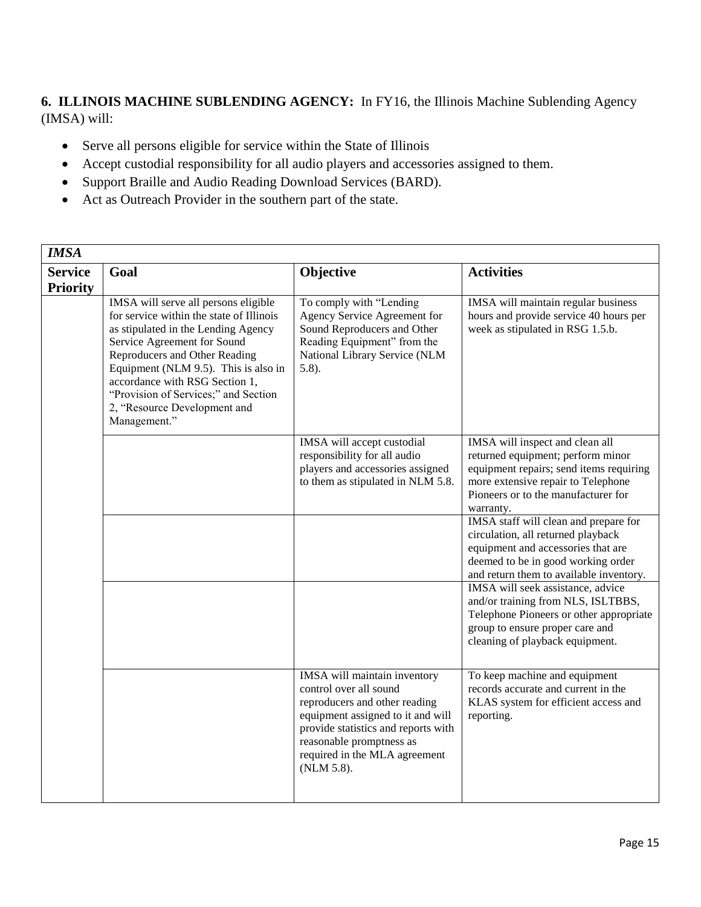**6. ILLINOIS MACHINE SUBLENDING AGENCY:** In FY16, the Illinois Machine Sublending Agency (IMSA) will:

- Serve all persons eligible for service within the State of Illinois
- Accept custodial responsibility for all audio players and accessories assigned to them.
- Support Braille and Audio Reading Download Services (BARD).
- Act as Outreach Provider in the southern part of the state.

| *IMSA* | | | |
|---|---|---|---|
| **Service Priority** | **Goal** | **Objective** | **Activities** |
| | IMSA will serve all persons eligible for service within the state of Illinois as stipulated in the Lending Agency Service Agreement for Sound Reproducers and Other Reading Equipment (NLM 9.5). This is also in accordance with RSG Section 1, "Provision of Services;" and Section 2, "Resource Development and Management." | To comply with "Lending Agency Service Agreement for Sound Reproducers and Other Reading Equipment" from the National Library Service (NLM 5.8). | IMSA will maintain regular business hours and provide service 40 hours per week as stipulated in RSG 1.5.b. |
| | | IMSA will accept custodial responsibility for all audio players and accessories assigned to them as stipulated in NLM 5.8. | IMSA will inspect and clean all returned equipment; perform minor equipment repairs; send items requiring more extensive repair to Telephone Pioneers or to the manufacturer for warranty. |
| | | | IMSA staff will clean and prepare for circulation, all returned playback equipment and accessories that are deemed to be in good working order and return them to available inventory. |
| | | | IMSA will seek assistance, advice and/or training from NLS, ISLTBBS, Telephone Pioneers or other appropriate group to ensure proper care and cleaning of playback equipment. |
| | | IMSA will maintain inventory control over all sound reproducers and other reading equipment assigned to it and will provide statistics and reports with reasonable promptness as required in the MLA agreement (NLM 5.8). | To keep machine and equipment records accurate and current in the KLAS system for efficient access and reporting. |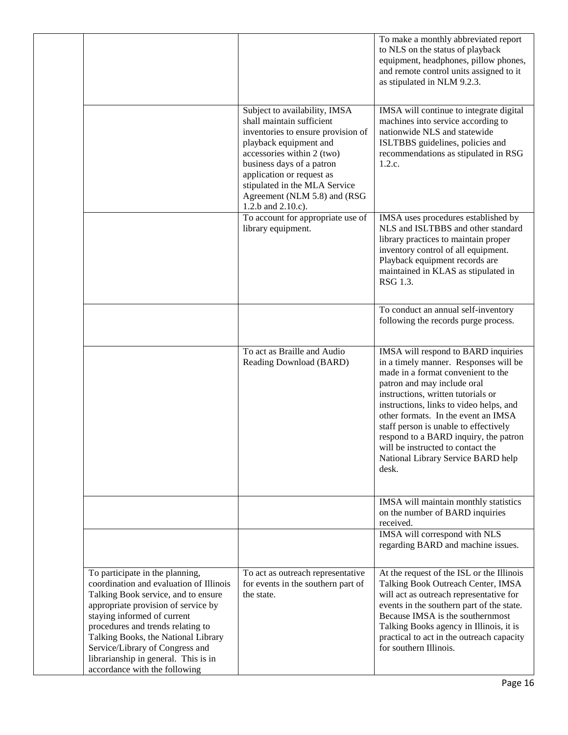| | | | |
|---|---|---|---|
| | | | To make a monthly abbreviated report to NLS on the status of playback equipment, headphones, pillow phones, and remote control units assigned to it as stipulated in NLM 9.2.3. |
| | | Subject to availability, IMSA shall maintain sufficient inventories to ensure provision of playback equipment and accessories within 2 (two) business days of a patron application or request as stipulated in the MLA Service Agreement (NLM 5.8) and (RSG 1.2.b and 2.10.c). | IMSA will continue to integrate digital machines into service according to nationwide NLS and statewide ISLTBBS guidelines, policies and recommendations as stipulated in RSG 1.2.c. |
| | | To account for appropriate use of library equipment. | IMSA uses procedures established by NLS and ISLTBBS and other standard library practices to maintain proper inventory control of all equipment. Playback equipment records are maintained in KLAS as stipulated in RSG 1.3. |
| | | | To conduct an annual self-inventory following the records purge process. |
| | | To act as Braille and Audio Reading Download (BARD) | IMSA will respond to BARD inquiries in a timely manner. Responses will be made in a format convenient to the patron and may include oral instructions, written tutorials or instructions, links to video helps, and other formats. In the event an IMSA staff person is unable to effectively respond to a BARD inquiry, the patron will be instructed to contact the National Library Service BARD help desk. |
| | | | IMSA will maintain monthly statistics on the number of BARD inquiries received. |
| | | | IMSA will correspond with NLS regarding BARD and machine issues. |
| | To participate in the planning, coordination and evaluation of Illinois Talking Book service, and to ensure appropriate provision of service by staying informed of current procedures and trends relating to Talking Books, the National Library Service/Library of Congress and librarianship in general. This is in accordance with the following | To act as outreach representative for events in the southern part of the state. | At the request of the ISL or the Illinois Talking Book Outreach Center, IMSA will act as outreach representative for events in the southern part of the state. Because IMSA is the southernmost Talking Books agency in Illinois, it is practical to act in the outreach capacity for southern Illinois. |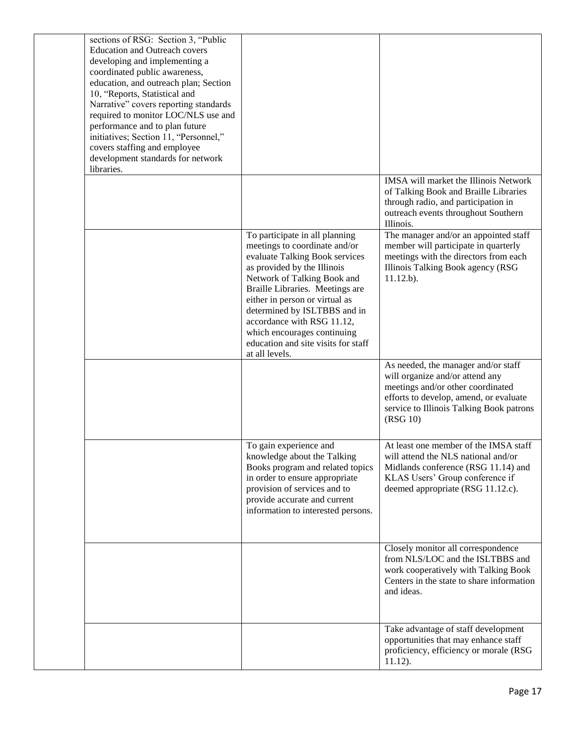| | | | |
|---|---|---|---|
| | sections of RSG: Section 3, "Public Education and Outreach covers developing and implementing a coordinated public awareness, education, and outreach plan; Section 10, "Reports, Statistical and Narrative" covers reporting standards required to monitor LOC/NLS use and performance and to plan future initiatives; Section 11, "Personnel," covers staffing and employee development standards for network libraries. | | |
| | | | IMSA will market the Illinois Network of Talking Book and Braille Libraries through radio, and participation in outreach events throughout Southern Illinois. |
| | | To participate in all planning meetings to coordinate and/or evaluate Talking Book services as provided by the Illinois Network of Talking Book and Braille Libraries. Meetings are either in person or virtual as determined by ISLTBBS and in accordance with RSG 11.12, which encourages continuing education and site visits for staff at all levels. | The manager and/or an appointed staff member will participate in quarterly meetings with the directors from each Illinois Talking Book agency (RSG 11.12.b). |
| | | | As needed, the manager and/or staff will organize and/or attend any meetings and/or other coordinated efforts to develop, amend, or evaluate service to Illinois Talking Book patrons (RSG 10) |
| | | To gain experience and knowledge about the Talking Books program and related topics in order to ensure appropriate provision of services and to provide accurate and current information to interested persons. | At least one member of the IMSA staff will attend the NLS national and/or Midlands conference (RSG 11.14) and KLAS Users' Group conference if deemed appropriate (RSG 11.12.c). |
| | | | Closely monitor all correspondence from NLS/LOC and the ISLTBBS and work cooperatively with Talking Book Centers in the state to share information and ideas. |
| | | | Take advantage of staff development opportunities that may enhance staff proficiency, efficiency or morale (RSG 11.12). |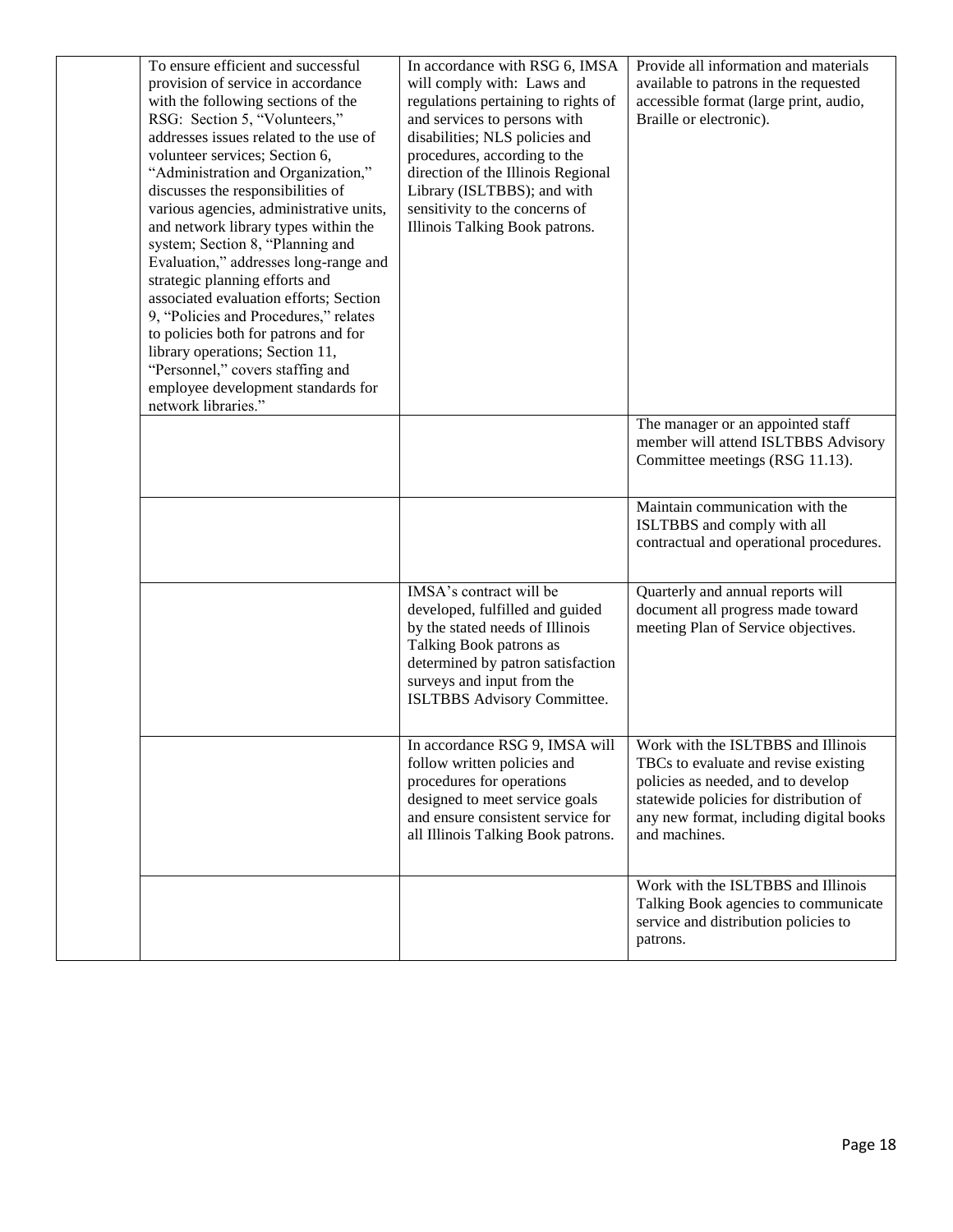| | | | |
|---|---|---|---|
| | To ensure efficient and successful provision of service in accordance with the following sections of the RSG: Section 5, "Volunteers," addresses issues related to the use of volunteer services; Section 6, "Administration and Organization," discusses the responsibilities of various agencies, administrative units, and network library types within the system; Section 8, "Planning and Evaluation," addresses long-range and strategic planning efforts and associated evaluation efforts; Section 9, "Policies and Procedures," relates to policies both for patrons and for library operations; Section 11, "Personnel," covers staffing and employee development standards for network libraries." | In accordance with RSG 6, IMSA will comply with: Laws and regulations pertaining to rights of and services to persons with disabilities; NLS policies and procedures, according to the direction of the Illinois Regional Library (ISLTBBS); and with sensitivity to the concerns of Illinois Talking Book patrons. | Provide all information and materials available to patrons in the requested accessible format (large print, audio, Braille or electronic). |
| | | | The manager or an appointed staff member will attend ISLTBBS Advisory Committee meetings (RSG 11.13). |
| | | | Maintain communication with the ISLTBBS and comply with all contractual and operational procedures. |
| | | IMSA's contract will be developed, fulfilled and guided by the stated needs of Illinois Talking Book patrons as determined by patron satisfaction surveys and input from the ISLTBBS Advisory Committee. | Quarterly and annual reports will document all progress made toward meeting Plan of Service objectives. |
| | | In accordance RSG 9, IMSA will follow written policies and procedures for operations designed to meet service goals and ensure consistent service for all Illinois Talking Book patrons. | Work with the ISLTBBS and Illinois TBCs to evaluate and revise existing policies as needed, and to develop statewide policies for distribution of any new format, including digital books and machines. |
| | | | Work with the ISLTBBS and Illinois Talking Book agencies to communicate service and distribution policies to patrons. |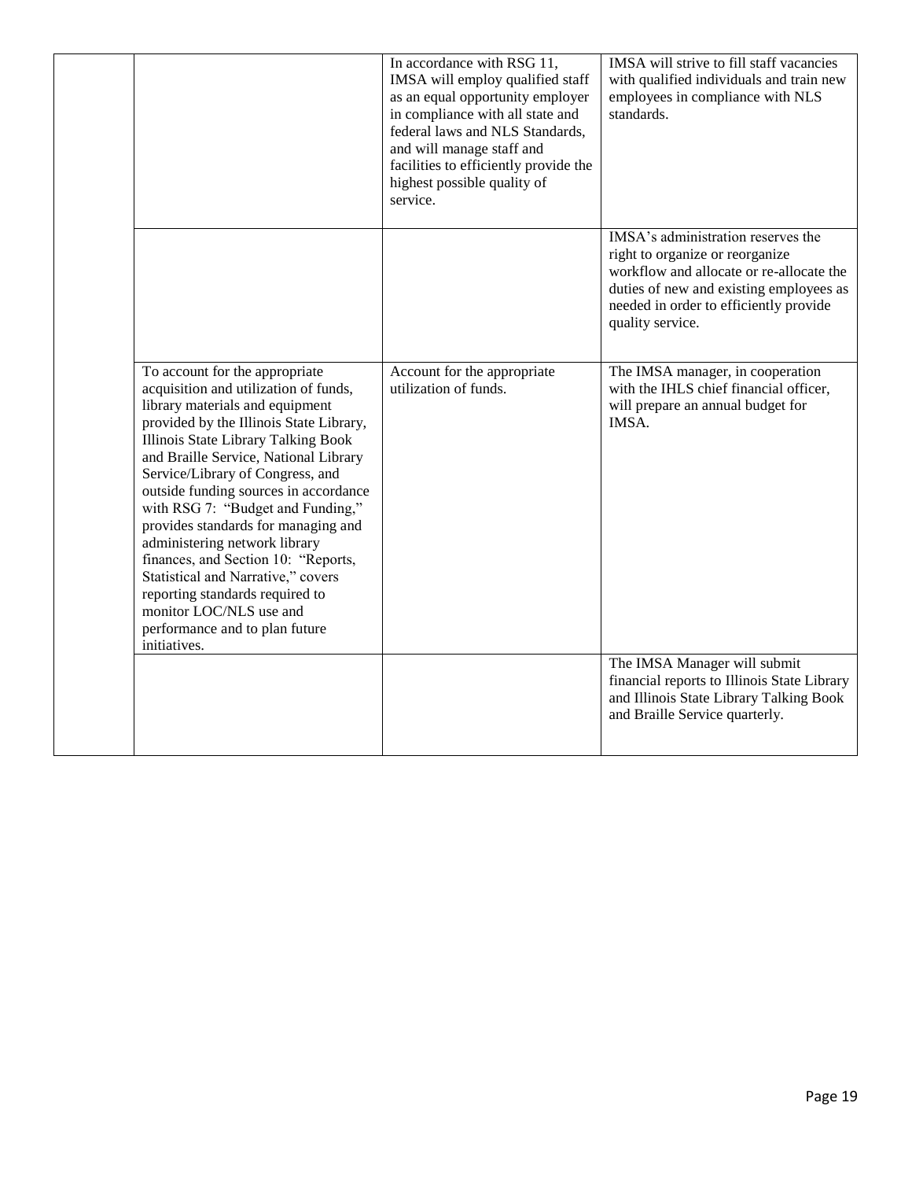| | | | |
|---|---|---|---|
| | | In accordance with RSG 11, IMSA will employ qualified staff as an equal opportunity employer in compliance with all state and federal laws and NLS Standards, and will manage staff and facilities to efficiently provide the highest possible quality of service. | IMSA will strive to fill staff vacancies with qualified individuals and train new employees in compliance with NLS standards. |
| | | | IMSA's administration reserves the right to organize or reorganize workflow and allocate or re-allocate the duties of new and existing employees as needed in order to efficiently provide quality service. |
| | To account for the appropriate acquisition and utilization of funds, library materials and equipment provided by the Illinois State Library, Illinois State Library Talking Book and Braille Service, National Library Service/Library of Congress, and outside funding sources in accordance with RSG 7: "Budget and Funding," provides standards for managing and administering network library finances, and Section 10: "Reports, Statistical and Narrative," covers reporting standards required to monitor LOC/NLS use and performance and to plan future initiatives. | Account for the appropriate utilization of funds. | The IMSA manager, in cooperation with the IHLS chief financial officer, will prepare an annual budget for IMSA. |
| | | | The IMSA Manager will submit financial reports to Illinois State Library and Illinois State Library Talking Book and Braille Service quarterly. |